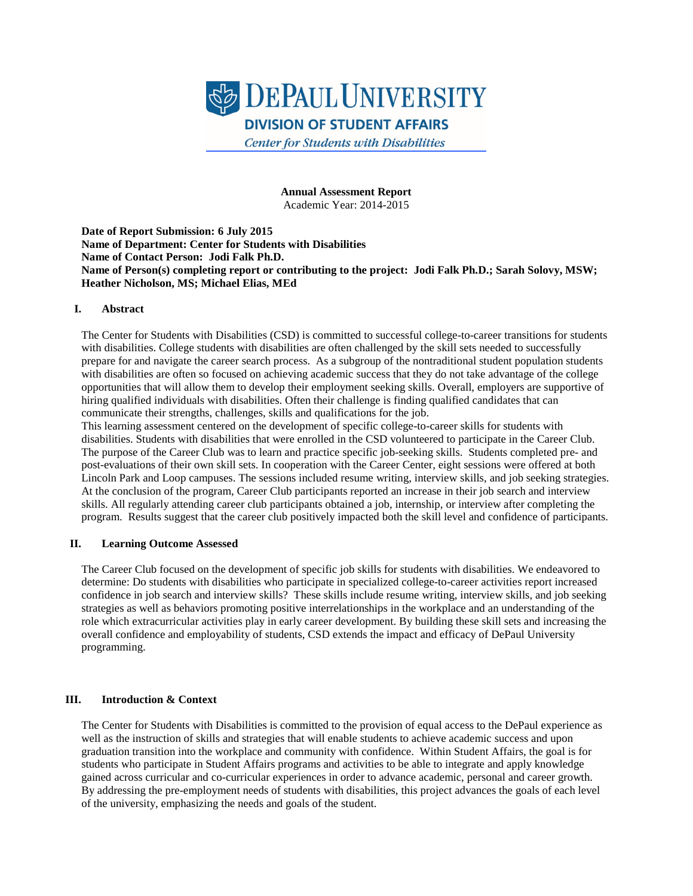**DEPAUL UNIVERSITY**

**DIVISION OF STUDENT AFFAIRS**

*Center for Students with Disabilities*

**Annual Assessment Report**
Academic Year: 2014-2015

**Date of Report Submission: 6 July 2015**
**Name of Department: Center for Students with Disabilities**
**Name of Contact Person: Jodi Falk Ph.D.**
**Name of Person(s) completing report or contributing to the project: Jodi Falk Ph.D.; Sarah Solovy, MSW; Heather Nicholson, MS; Michael Elias, MEd**

## I. Abstract

The Center for Students with Disabilities (CSD) is committed to successful college-to-career transitions for students with disabilities. College students with disabilities are often challenged by the skill sets needed to successfully prepare for and navigate the career search process. As a subgroup of the nontraditional student population students with disabilities are often so focused on achieving academic success that they do not take advantage of the college opportunities that will allow them to develop their employment seeking skills. Overall, employers are supportive of hiring qualified individuals with disabilities. Often their challenge is finding qualified candidates that can communicate their strengths, challenges, skills and qualifications for the job.

This learning assessment centered on the development of specific college-to-career skills for students with disabilities. Students with disabilities that were enrolled in the CSD volunteered to participate in the Career Club. The purpose of the Career Club was to learn and practice specific job-seeking skills. Students completed pre- and post-evaluations of their own skill sets. In cooperation with the Career Center, eight sessions were offered at both Lincoln Park and Loop campuses. The sessions included resume writing, interview skills, and job seeking strategies. At the conclusion of the program, Career Club participants reported an increase in their job search and interview skills. All regularly attending career club participants obtained a job, internship, or interview after completing the program. Results suggest that the career club positively impacted both the skill level and confidence of participants.

## II. Learning Outcome Assessed

The Career Club focused on the development of specific job skills for students with disabilities. We endeavored to determine: Do students with disabilities who participate in specialized college-to-career activities report increased confidence in job search and interview skills? These skills include resume writing, interview skills, and job seeking strategies as well as behaviors promoting positive interrelationships in the workplace and an understanding of the role which extracurricular activities play in early career development. By building these skill sets and increasing the overall confidence and employability of students, CSD extends the impact and efficacy of DePaul University programming.

## III. Introduction & Context

The Center for Students with Disabilities is committed to the provision of equal access to the DePaul experience as well as the instruction of skills and strategies that will enable students to achieve academic success and upon graduation transition into the workplace and community with confidence. Within Student Affairs, the goal is for students who participate in Student Affairs programs and activities to be able to integrate and apply knowledge gained across curricular and co-curricular experiences in order to advance academic, personal and career growth. By addressing the pre-employment needs of students with disabilities, this project advances the goals of each level of the university, emphasizing the needs and goals of the student.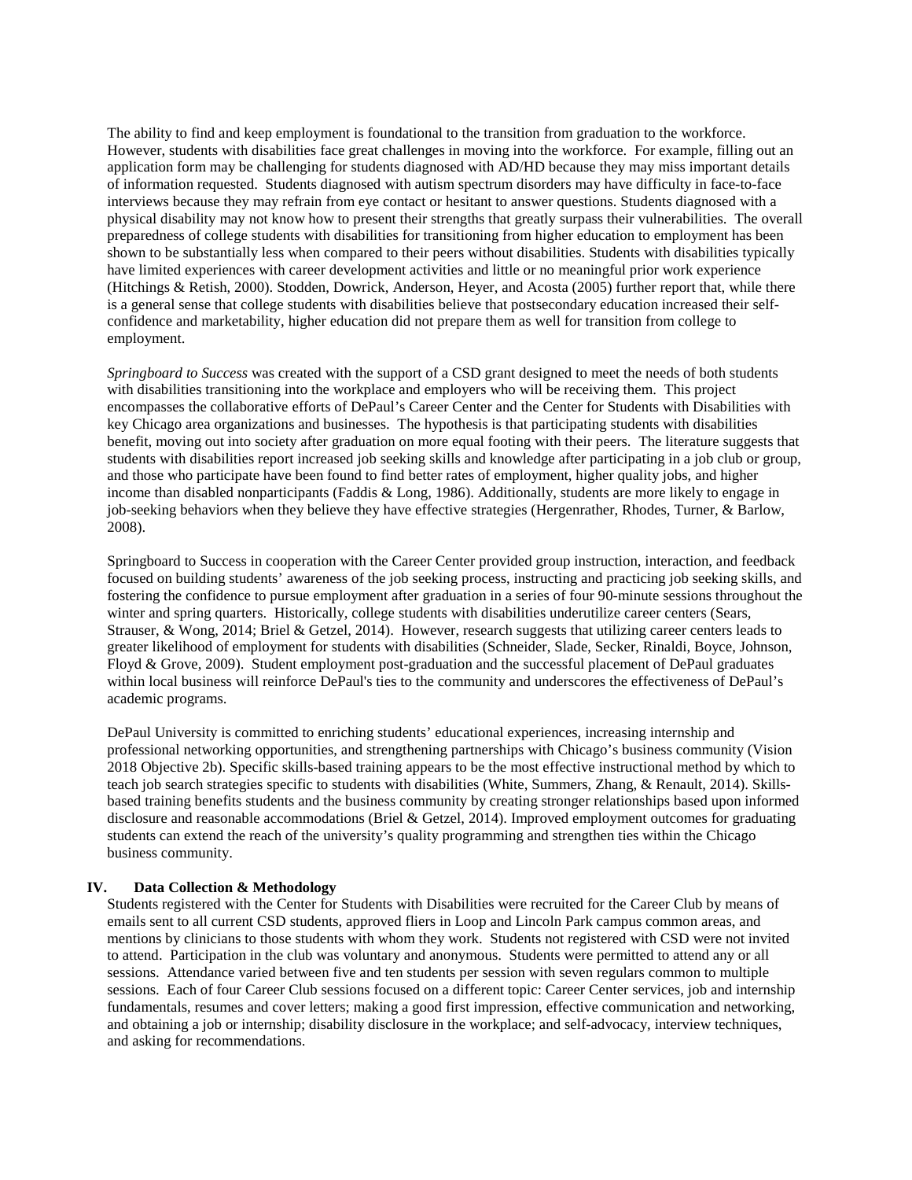The ability to find and keep employment is foundational to the transition from graduation to the workforce. However, students with disabilities face great challenges in moving into the workforce. For example, filling out an application form may be challenging for students diagnosed with AD/HD because they may miss important details of information requested. Students diagnosed with autism spectrum disorders may have difficulty in face-to-face interviews because they may refrain from eye contact or hesitant to answer questions. Students diagnosed with a physical disability may not know how to present their strengths that greatly surpass their vulnerabilities. The overall preparedness of college students with disabilities for transitioning from higher education to employment has been shown to be substantially less when compared to their peers without disabilities. Students with disabilities typically have limited experiences with career development activities and little or no meaningful prior work experience (Hitchings & Retish, 2000). Stodden, Dowrick, Anderson, Heyer, and Acosta (2005) further report that, while there is a general sense that college students with disabilities believe that postsecondary education increased their self-confidence and marketability, higher education did not prepare them as well for transition from college to employment.

*Springboard to Success* was created with the support of a CSD grant designed to meet the needs of both students with disabilities transitioning into the workplace and employers who will be receiving them. This project encompasses the collaborative efforts of DePaul's Career Center and the Center for Students with Disabilities with key Chicago area organizations and businesses. The hypothesis is that participating students with disabilities benefit, moving out into society after graduation on more equal footing with their peers. The literature suggests that students with disabilities report increased job seeking skills and knowledge after participating in a job club or group, and those who participate have been found to find better rates of employment, higher quality jobs, and higher income than disabled nonparticipants (Faddis & Long, 1986). Additionally, students are more likely to engage in job-seeking behaviors when they believe they have effective strategies (Hergenrather, Rhodes, Turner, & Barlow, 2008).

Springboard to Success in cooperation with the Career Center provided group instruction, interaction, and feedback focused on building students' awareness of the job seeking process, instructing and practicing job seeking skills, and fostering the confidence to pursue employment after graduation in a series of four 90-minute sessions throughout the winter and spring quarters. Historically, college students with disabilities underutilize career centers (Sears, Strauser, & Wong, 2014; Briel & Getzel, 2014). However, research suggests that utilizing career centers leads to greater likelihood of employment for students with disabilities (Schneider, Slade, Secker, Rinaldi, Boyce, Johnson, Floyd & Grove, 2009). Student employment post-graduation and the successful placement of DePaul graduates within local business will reinforce DePaul's ties to the community and underscores the effectiveness of DePaul's academic programs.

DePaul University is committed to enriching students' educational experiences, increasing internship and professional networking opportunities, and strengthening partnerships with Chicago's business community (Vision 2018 Objective 2b). Specific skills-based training appears to be the most effective instructional method by which to teach job search strategies specific to students with disabilities (White, Summers, Zhang, & Renault, 2014). Skills-based training benefits students and the business community by creating stronger relationships based upon informed disclosure and reasonable accommodations (Briel & Getzel, 2014). Improved employment outcomes for graduating students can extend the reach of the university's quality programming and strengthen ties within the Chicago business community.

## IV. Data Collection & Methodology

Students registered with the Center for Students with Disabilities were recruited for the Career Club by means of emails sent to all current CSD students, approved fliers in Loop and Lincoln Park campus common areas, and mentions by clinicians to those students with whom they work. Students not registered with CSD were not invited to attend. Participation in the club was voluntary and anonymous. Students were permitted to attend any or all sessions. Attendance varied between five and ten students per session with seven regulars common to multiple sessions. Each of four Career Club sessions focused on a different topic: Career Center services, job and internship fundamentals, resumes and cover letters; making a good first impression, effective communication and networking, and obtaining a job or internship; disability disclosure in the workplace; and self-advocacy, interview techniques, and asking for recommendations.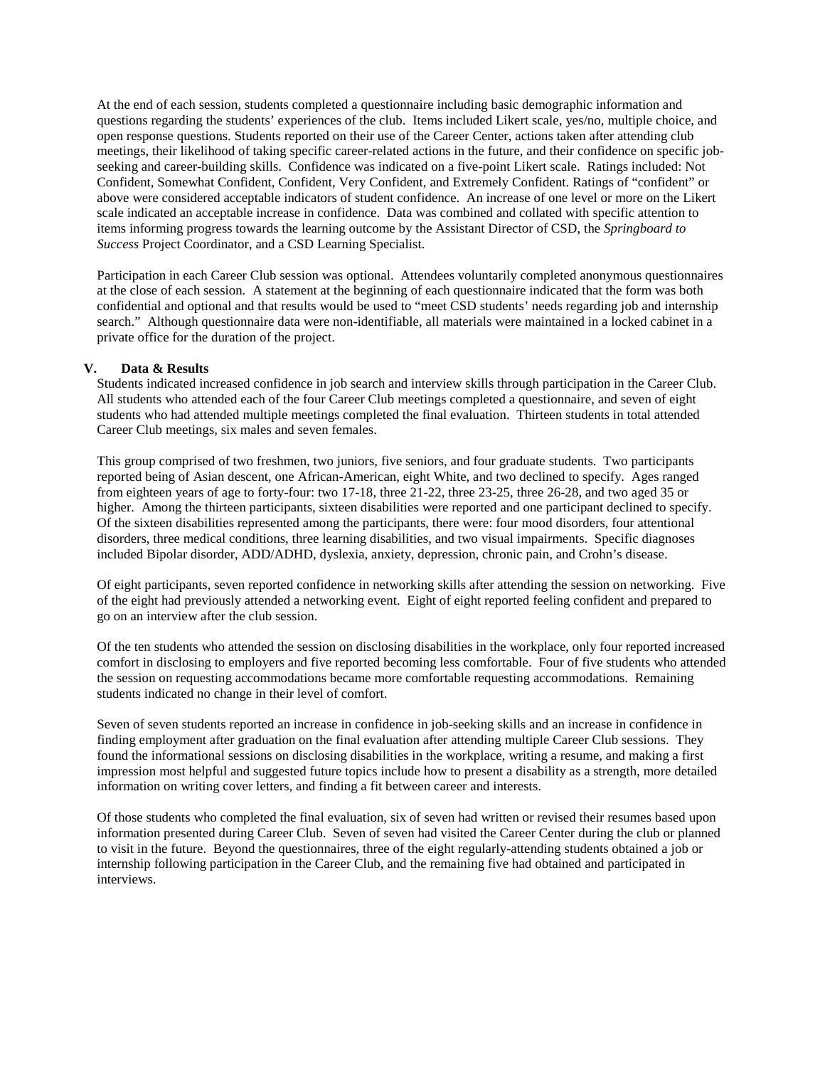At the end of each session, students completed a questionnaire including basic demographic information and questions regarding the students' experiences of the club. Items included Likert scale, yes/no, multiple choice, and open response questions. Students reported on their use of the Career Center, actions taken after attending club meetings, their likelihood of taking specific career-related actions in the future, and their confidence on specific job-seeking and career-building skills. Confidence was indicated on a five-point Likert scale. Ratings included: Not Confident, Somewhat Confident, Confident, Very Confident, and Extremely Confident. Ratings of "confident" or above were considered acceptable indicators of student confidence. An increase of one level or more on the Likert scale indicated an acceptable increase in confidence. Data was combined and collated with specific attention to items informing progress towards the learning outcome by the Assistant Director of CSD, the *Springboard to Success* Project Coordinator, and a CSD Learning Specialist.

Participation in each Career Club session was optional. Attendees voluntarily completed anonymous questionnaires at the close of each session. A statement at the beginning of each questionnaire indicated that the form was both confidential and optional and that results would be used to "meet CSD students' needs regarding job and internship search." Although questionnaire data were non-identifiable, all materials were maintained in a locked cabinet in a private office for the duration of the project.

## V. Data & Results

Students indicated increased confidence in job search and interview skills through participation in the Career Club. All students who attended each of the four Career Club meetings completed a questionnaire, and seven of eight students who had attended multiple meetings completed the final evaluation. Thirteen students in total attended Career Club meetings, six males and seven females.

This group comprised of two freshmen, two juniors, five seniors, and four graduate students. Two participants reported being of Asian descent, one African-American, eight White, and two declined to specify. Ages ranged from eighteen years of age to forty-four: two 17-18, three 21-22, three 23-25, three 26-28, and two aged 35 or higher. Among the thirteen participants, sixteen disabilities were reported and one participant declined to specify. Of the sixteen disabilities represented among the participants, there were: four mood disorders, four attentional disorders, three medical conditions, three learning disabilities, and two visual impairments. Specific diagnoses included Bipolar disorder, ADD/ADHD, dyslexia, anxiety, depression, chronic pain, and Crohn's disease.

Of eight participants, seven reported confidence in networking skills after attending the session on networking. Five of the eight had previously attended a networking event. Eight of eight reported feeling confident and prepared to go on an interview after the club session.

Of the ten students who attended the session on disclosing disabilities in the workplace, only four reported increased comfort in disclosing to employers and five reported becoming less comfortable. Four of five students who attended the session on requesting accommodations became more comfortable requesting accommodations. Remaining students indicated no change in their level of comfort.

Seven of seven students reported an increase in confidence in job-seeking skills and an increase in confidence in finding employment after graduation on the final evaluation after attending multiple Career Club sessions. They found the informational sessions on disclosing disabilities in the workplace, writing a resume, and making a first impression most helpful and suggested future topics include how to present a disability as a strength, more detailed information on writing cover letters, and finding a fit between career and interests.

Of those students who completed the final evaluation, six of seven had written or revised their resumes based upon information presented during Career Club. Seven of seven had visited the Career Center during the club or planned to visit in the future. Beyond the questionnaires, three of the eight regularly-attending students obtained a job or internship following participation in the Career Club, and the remaining five had obtained and participated in interviews.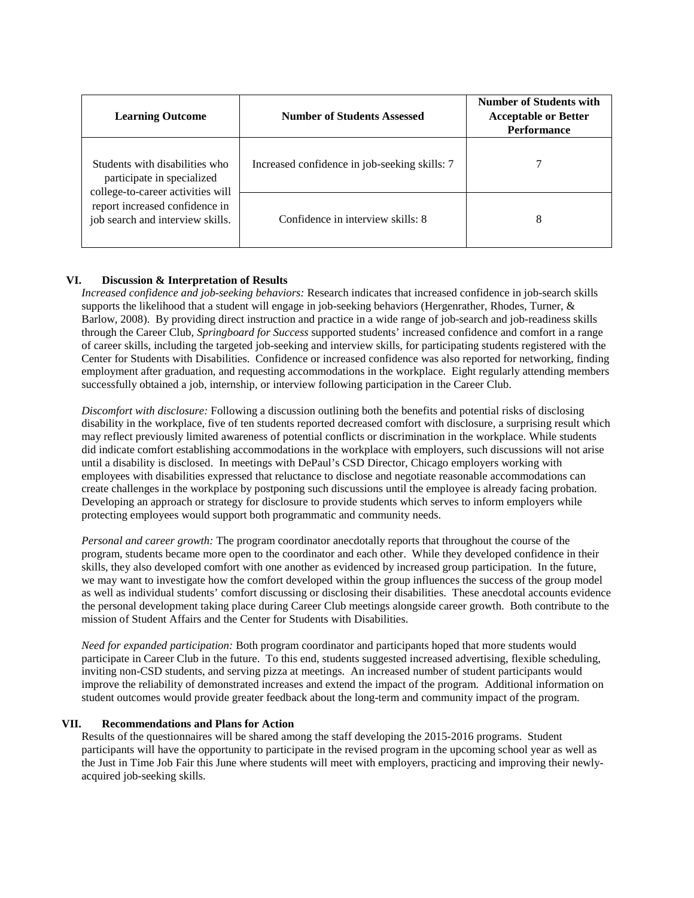| Learning Outcome | Number of Students Assessed | Number of Students with Acceptable or Better Performance |
|---|---|---|
| Students with disabilities who participate in specialized college-to-career activities will report increased confidence in job search and interview skills. | Increased confidence in job-seeking skills: 7 | 7 |
| | Confidence in interview skills: 8 | 8 |

## VI. Discussion & Interpretation of Results

*Increased confidence and job-seeking behaviors:* Research indicates that increased confidence in job-search skills supports the likelihood that a student will engage in job-seeking behaviors (Hergenrather, Rhodes, Turner, & Barlow, 2008). By providing direct instruction and practice in a wide range of job-search and job-readiness skills through the Career Club, *Springboard for Success* supported students' increased confidence and comfort in a range of career skills, including the targeted job-seeking and interview skills, for participating students registered with the Center for Students with Disabilities. Confidence or increased confidence was also reported for networking, finding employment after graduation, and requesting accommodations in the workplace. Eight regularly attending members successfully obtained a job, internship, or interview following participation in the Career Club.

*Discomfort with disclosure:* Following a discussion outlining both the benefits and potential risks of disclosing disability in the workplace, five of ten students reported decreased comfort with disclosure, a surprising result which may reflect previously limited awareness of potential conflicts or discrimination in the workplace. While students did indicate comfort establishing accommodations in the workplace with employers, such discussions will not arise until a disability is disclosed. In meetings with DePaul's CSD Director, Chicago employers working with employees with disabilities expressed that reluctance to disclose and negotiate reasonable accommodations can create challenges in the workplace by postponing such discussions until the employee is already facing probation. Developing an approach or strategy for disclosure to provide students which serves to inform employers while protecting employees would support both programmatic and community needs.

*Personal and career growth:* The program coordinator anecdotally reports that throughout the course of the program, students became more open to the coordinator and each other. While they developed confidence in their skills, they also developed comfort with one another as evidenced by increased group participation. In the future, we may want to investigate how the comfort developed within the group influences the success of the group model as well as individual students' comfort discussing or disclosing their disabilities. These anecdotal accounts evidence the personal development taking place during Career Club meetings alongside career growth. Both contribute to the mission of Student Affairs and the Center for Students with Disabilities.

*Need for expanded participation:* Both program coordinator and participants hoped that more students would participate in Career Club in the future. To this end, students suggested increased advertising, flexible scheduling, inviting non-CSD students, and serving pizza at meetings. An increased number of student participants would improve the reliability of demonstrated increases and extend the impact of the program. Additional information on student outcomes would provide greater feedback about the long-term and community impact of the program.

## VII. Recommendations and Plans for Action

Results of the questionnaires will be shared among the staff developing the 2015-2016 programs. Student participants will have the opportunity to participate in the revised program in the upcoming school year as well as the Just in Time Job Fair this June where students will meet with employers, practicing and improving their newly-acquired job-seeking skills.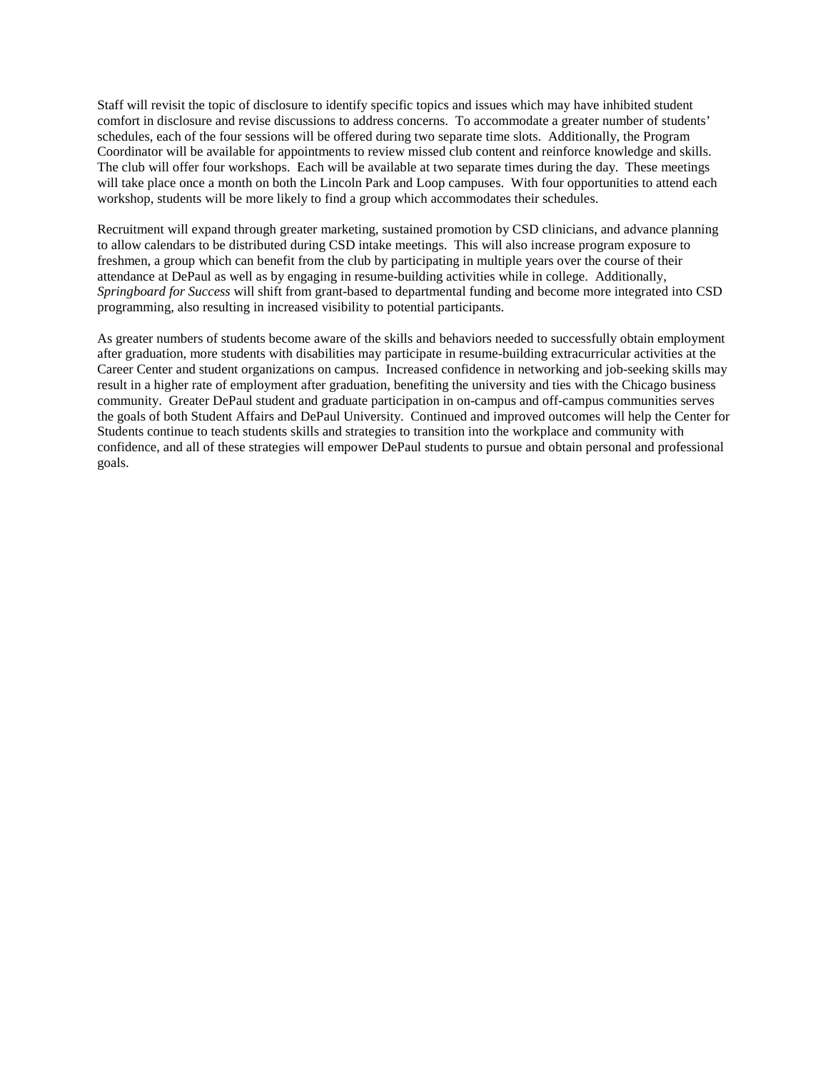Staff will revisit the topic of disclosure to identify specific topics and issues which may have inhibited student comfort in disclosure and revise discussions to address concerns. To accommodate a greater number of students' schedules, each of the four sessions will be offered during two separate time slots. Additionally, the Program Coordinator will be available for appointments to review missed club content and reinforce knowledge and skills. The club will offer four workshops. Each will be available at two separate times during the day. These meetings will take place once a month on both the Lincoln Park and Loop campuses. With four opportunities to attend each workshop, students will be more likely to find a group which accommodates their schedules.

Recruitment will expand through greater marketing, sustained promotion by CSD clinicians, and advance planning to allow calendars to be distributed during CSD intake meetings. This will also increase program exposure to freshmen, a group which can benefit from the club by participating in multiple years over the course of their attendance at DePaul as well as by engaging in resume-building activities while in college. Additionally, *Springboard for Success* will shift from grant-based to departmental funding and become more integrated into CSD programming, also resulting in increased visibility to potential participants.

As greater numbers of students become aware of the skills and behaviors needed to successfully obtain employment after graduation, more students with disabilities may participate in resume-building extracurricular activities at the Career Center and student organizations on campus. Increased confidence in networking and job-seeking skills may result in a higher rate of employment after graduation, benefiting the university and ties with the Chicago business community. Greater DePaul student and graduate participation in on-campus and off-campus communities serves the goals of both Student Affairs and DePaul University. Continued and improved outcomes will help the Center for Students continue to teach students skills and strategies to transition into the workplace and community with confidence, and all of these strategies will empower DePaul students to pursue and obtain personal and professional goals.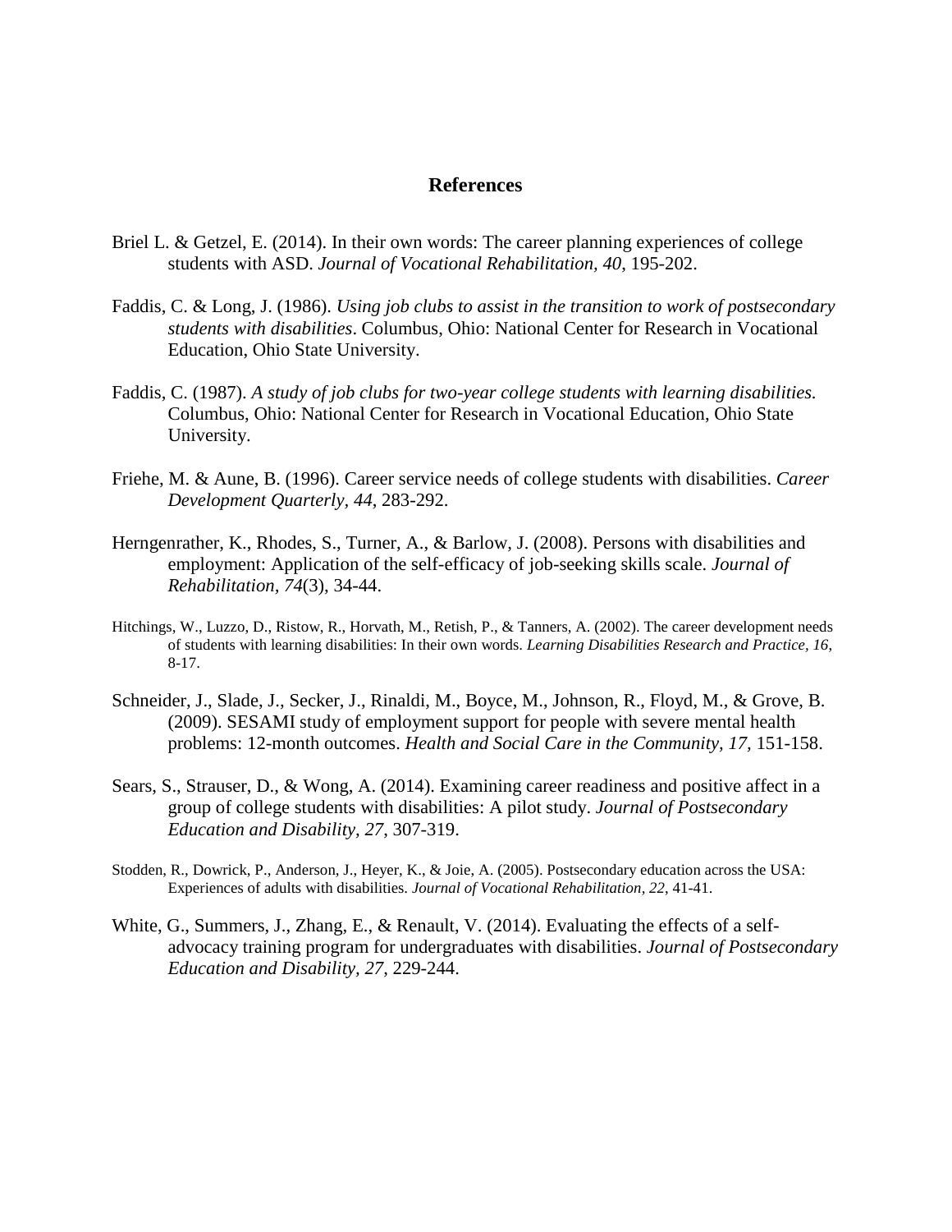# References

Briel L. & Getzel, E. (2014). In their own words: The career planning experiences of college students with ASD. *Journal of Vocational Rehabilitation, 40*, 195-202.

Faddis, C. & Long, J. (1986). *Using job clubs to assist in the transition to work of postsecondary students with disabilities*. Columbus, Ohio: National Center for Research in Vocational Education, Ohio State University.

Faddis, C. (1987). *A study of job clubs for two-year college students with learning disabilities.* Columbus, Ohio: National Center for Research in Vocational Education, Ohio State University.

Friehe, M. & Aune, B. (1996). Career service needs of college students with disabilities. *Career Development Quarterly, 44*, 283-292.

Herngenrather, K., Rhodes, S., Turner, A., & Barlow, J. (2008). Persons with disabilities and employment: Application of the self-efficacy of job-seeking skills scale. *Journal of Rehabilitation, 74*(3), 34-44.

Hitchings, W., Luzzo, D., Ristow, R., Horvath, M., Retish, P., & Tanners, A. (2002). The career development needs of students with learning disabilities: In their own words. *Learning Disabilities Research and Practice, 16*, 8-17.

Schneider, J., Slade, J., Secker, J., Rinaldi, M., Boyce, M., Johnson, R., Floyd, M., & Grove, B. (2009). SESAMI study of employment support for people with severe mental health problems: 12-month outcomes. *Health and Social Care in the Community, 17*, 151-158.

Sears, S., Strauser, D., & Wong, A. (2014). Examining career readiness and positive affect in a group of college students with disabilities: A pilot study. *Journal of Postsecondary Education and Disability, 27*, 307-319.

Stodden, R., Dowrick, P., Anderson, J., Heyer, K., & Joie, A. (2005). Postsecondary education across the USA: Experiences of adults with disabilities. *Journal of Vocational Rehabilitation, 22*, 41-41.

White, G., Summers, J., Zhang, E., & Renault, V. (2014). Evaluating the effects of a self-advocacy training program for undergraduates with disabilities. *Journal of Postsecondary Education and Disability, 27*, 229-244.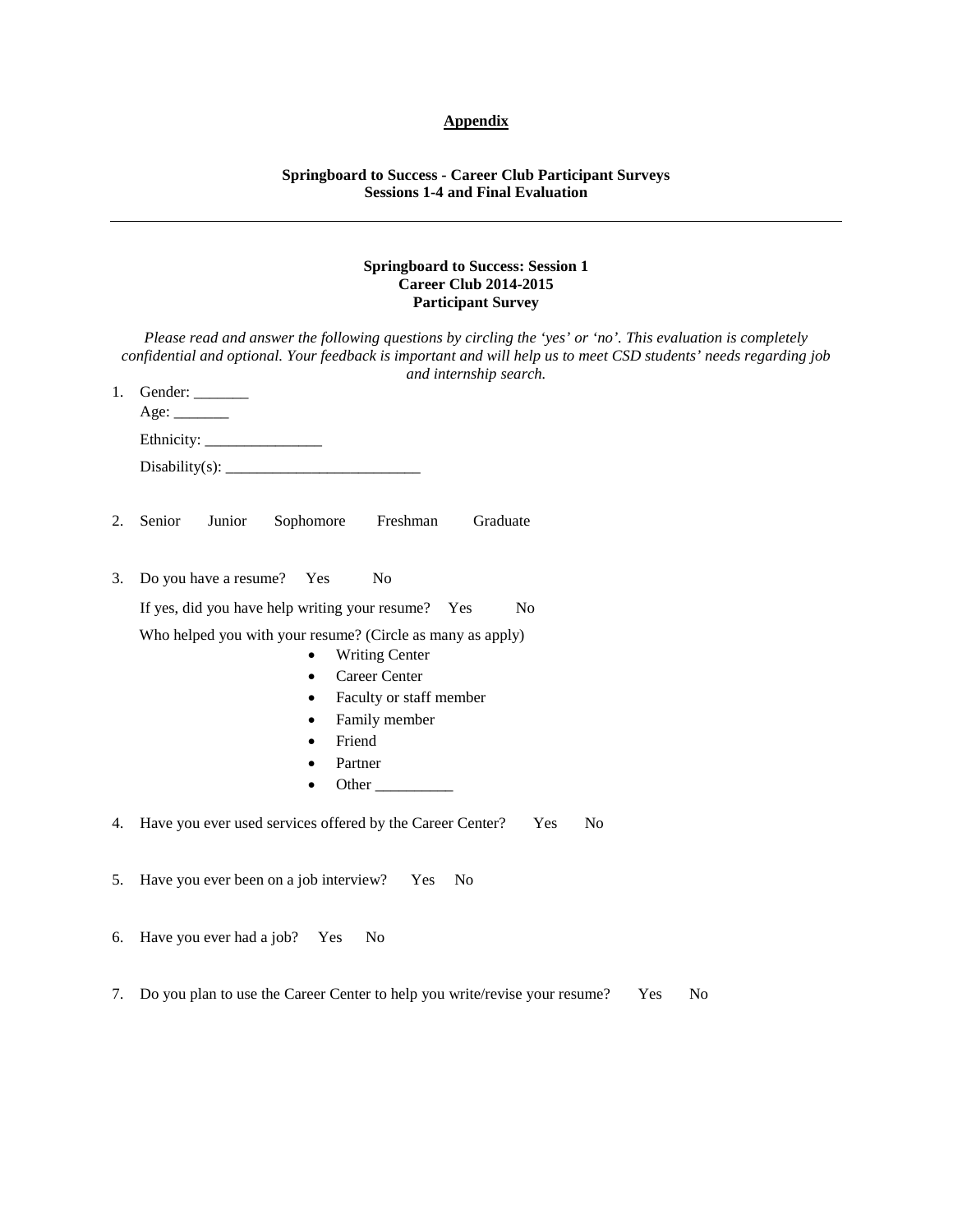## Appendix

**Springboard to Success - Career Club Participant Surveys**
**Sessions 1-4 and Final Evaluation**

---

**Springboard to Success: Session 1**
**Career Club 2014-2015**
**Participant Survey**

*Please read and answer the following questions by circling the 'yes' or 'no'. This evaluation is completely confidential and optional. Your feedback is important and will help us to meet CSD students' needs regarding job and internship search.*

1. Gender: _______
   Age: _______
   Ethnicity: _______________
   Disability(s): _________________________

2. Senior  Junior  Sophomore  Freshman  Graduate

3. Do you have a resume?  Yes  No

   If yes, did you have help writing your resume?  Yes  No

   Who helped you with your resume? (Circle as many as apply)
   - Writing Center
   - Career Center
   - Faculty or staff member
   - Family member
   - Friend
   - Partner
   - Other __________

4. Have you ever used services offered by the Career Center?  Yes  No

5. Have you ever been on a job interview?  Yes  No

6. Have you ever had a job?  Yes  No

7. Do you plan to use the Career Center to help you write/revise your resume?  Yes  No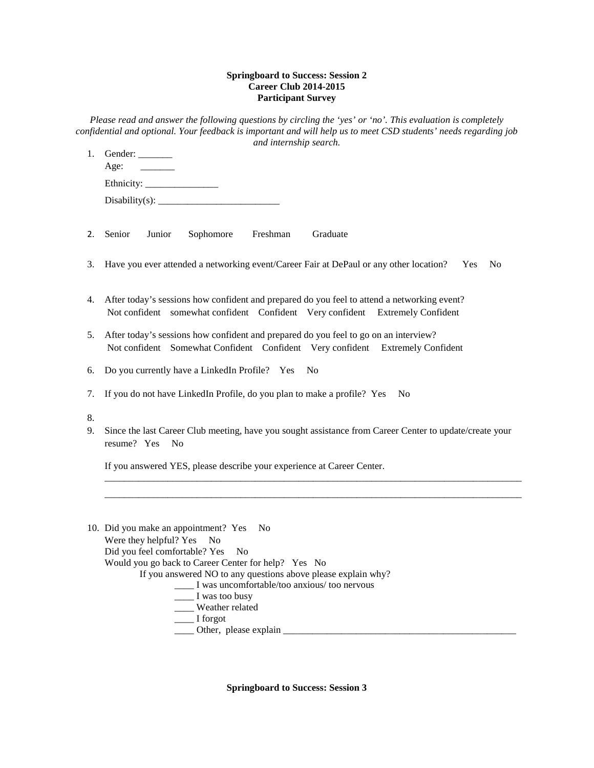**Springboard to Success: Session 2**
**Career Club 2014-2015**
**Participant Survey**

*Please read and answer the following questions by circling the 'yes' or 'no'. This evaluation is completely confidential and optional. Your feedback is important and will help us to meet CSD students' needs regarding job and internship search.*

1. Gender: _______
   Age: _______
   Ethnicity: _______________
   Disability(s): _________________________

2. Senior     Junior     Sophomore     Freshman     Graduate

3. Have you ever attended a networking event/Career Fair at DePaul or any other location?     Yes     No

4. After today's sessions how confident and prepared do you feel to attend a networking event?
   Not confident     somewhat confident     Confident     Very confident     Extremely Confident

5. After today's sessions how confident and prepared do you feel to go on an interview?
   Not confident     Somewhat Confident     Confident     Very confident     Extremely Confident

6. Do you currently have a LinkedIn Profile?     Yes     No

7. If you do not have LinkedIn Profile, do you plan to make a profile?  Yes     No

8. 

9. Since the last Career Club meeting, have you sought assistance from Career Center to update/create your resume?   Yes     No

   If you answered YES, please describe your experience at Career Center.
   ____________________________________________________________________________________________
   ____________________________________________________________________________________________

10. Did you make an appointment?  Yes     No
    Were they helpful? Yes     No
    Did you feel comfortable? Yes     No
    Would you go back to Career Center for help?   Yes   No
    If you answered NO to any questions above please explain why?
    - ____ I was uncomfortable/too anxious/ too nervous
    - ____ I was too busy
    - ____ Weather related
    - ____ I forgot
    - ____ Other, please explain ___________________________________________________

**Springboard to Success: Session 3**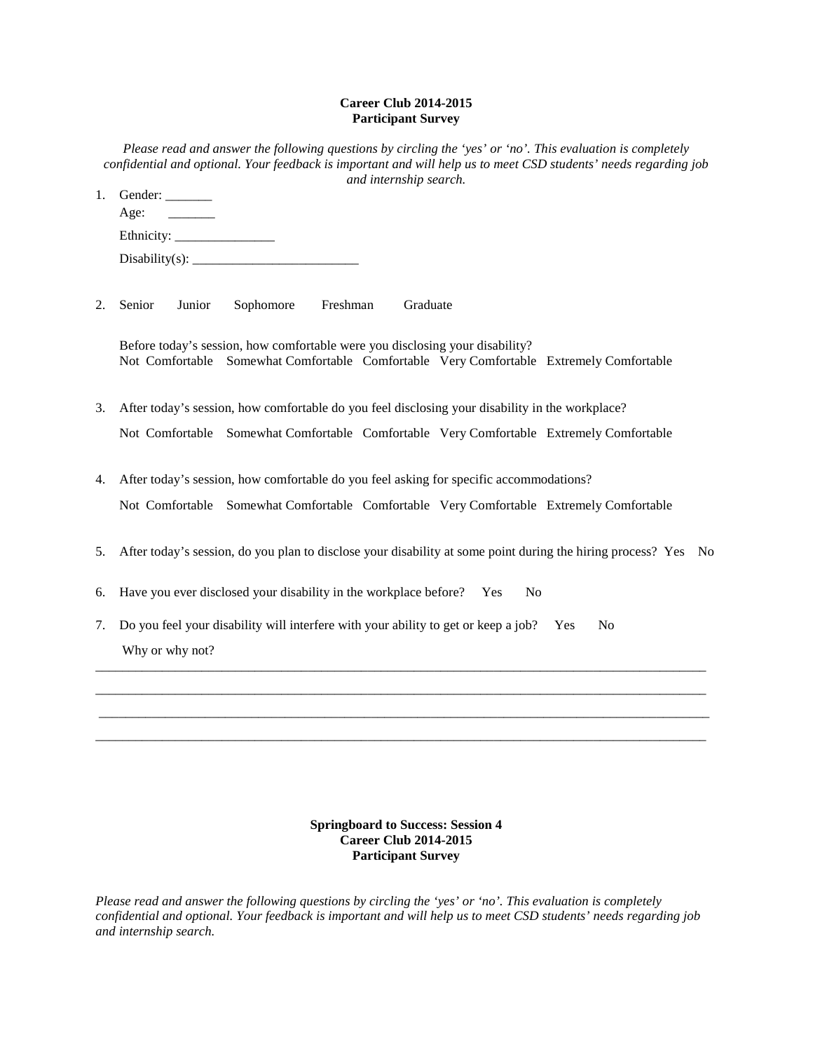**Career Club 2014-2015**
**Participant Survey**

*Please read and answer the following questions by circling the 'yes' or 'no'. This evaluation is completely confidential and optional. Your feedback is important and will help us to meet CSD students' needs regarding job and internship search.*

1. Gender: _______
   Age: _______
   Ethnicity: _______________
   Disability(s): _________________________

2. Senior Junior Sophomore Freshman Graduate

   Before today's session, how comfortable were you disclosing your disability?
   Not Comfortable Somewhat Comfortable Comfortable Very Comfortable Extremely Comfortable

3. After today's session, how comfortable do you feel disclosing your disability in the workplace?
   Not Comfortable Somewhat Comfortable Comfortable Very Comfortable Extremely Comfortable

4. After today's session, how comfortable do you feel asking for specific accommodations?
   Not Comfortable Somewhat Comfortable Comfortable Very Comfortable Extremely Comfortable

5. After today's session, do you plan to disclose your disability at some point during the hiring process? Yes No

6. Have you ever disclosed your disability in the workplace before? Yes No

7. Do you feel your disability will interfere with your ability to get or keep a job? Yes No
   Why or why not?

_______________________________________________________________________________________________

_______________________________________________________________________________________________

_______________________________________________________________________________________________

_______________________________________________________________________________________________

**Springboard to Success: Session 4**
**Career Club 2014-2015**
**Participant Survey**

*Please read and answer the following questions by circling the 'yes' or 'no'. This evaluation is completely confidential and optional. Your feedback is important and will help us to meet CSD students' needs regarding job and internship search.*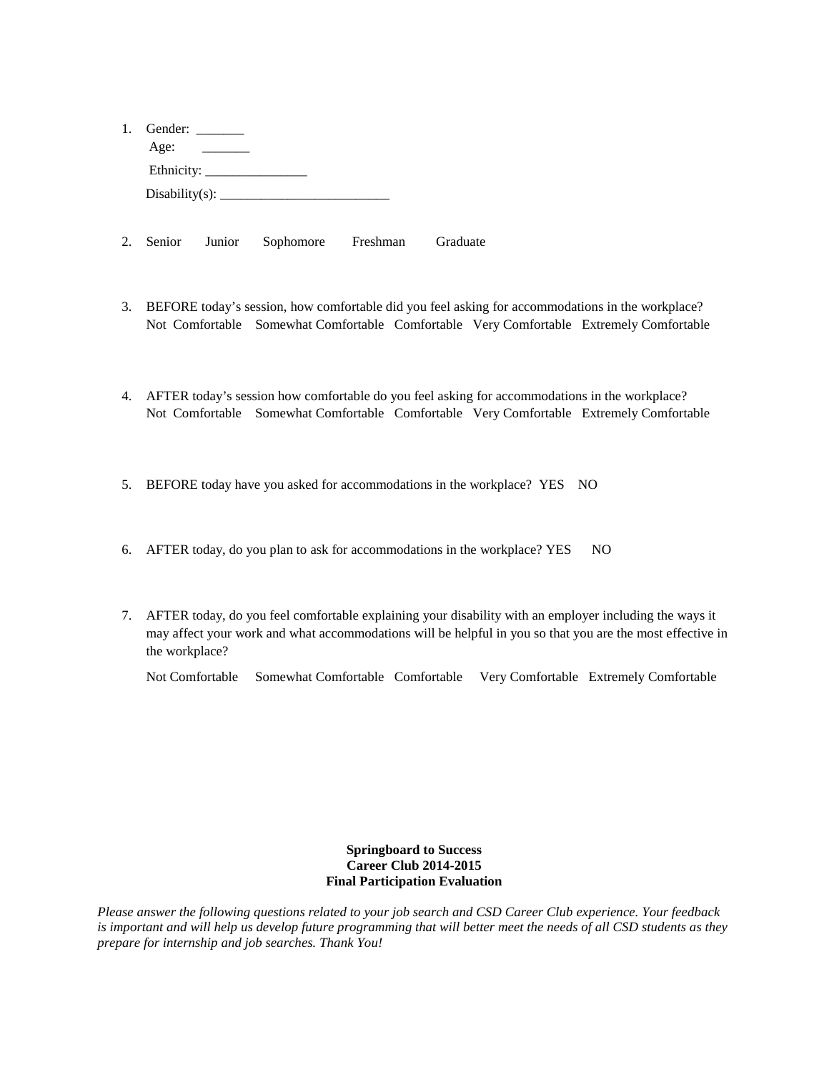1. Gender: _______
   Age: _______
   Ethnicity: _______________
   Disability(s): _________________________

2. Senior Junior Sophomore Freshman Graduate

3. BEFORE today's session, how comfortable did you feel asking for accommodations in the workplace?
   Not Comfortable Somewhat Comfortable Comfortable Very Comfortable Extremely Comfortable

4. AFTER today's session how comfortable do you feel asking for accommodations in the workplace?
   Not Comfortable Somewhat Comfortable Comfortable Very Comfortable Extremely Comfortable

5. BEFORE today have you asked for accommodations in the workplace? YES NO

6. AFTER today, do you plan to ask for accommodations in the workplace? YES NO

7. AFTER today, do you feel comfortable explaining your disability with an employer including the ways it may affect your work and what accommodations will be helpful in you so that you are the most effective in the workplace?

   Not Comfortable Somewhat Comfortable Comfortable Very Comfortable Extremely Comfortable

**Springboard to Success**
**Career Club 2014-2015**
**Final Participation Evaluation**

*Please answer the following questions related to your job search and CSD Career Club experience. Your feedback is important and will help us develop future programming that will better meet the needs of all CSD students as they prepare for internship and job searches. Thank You!*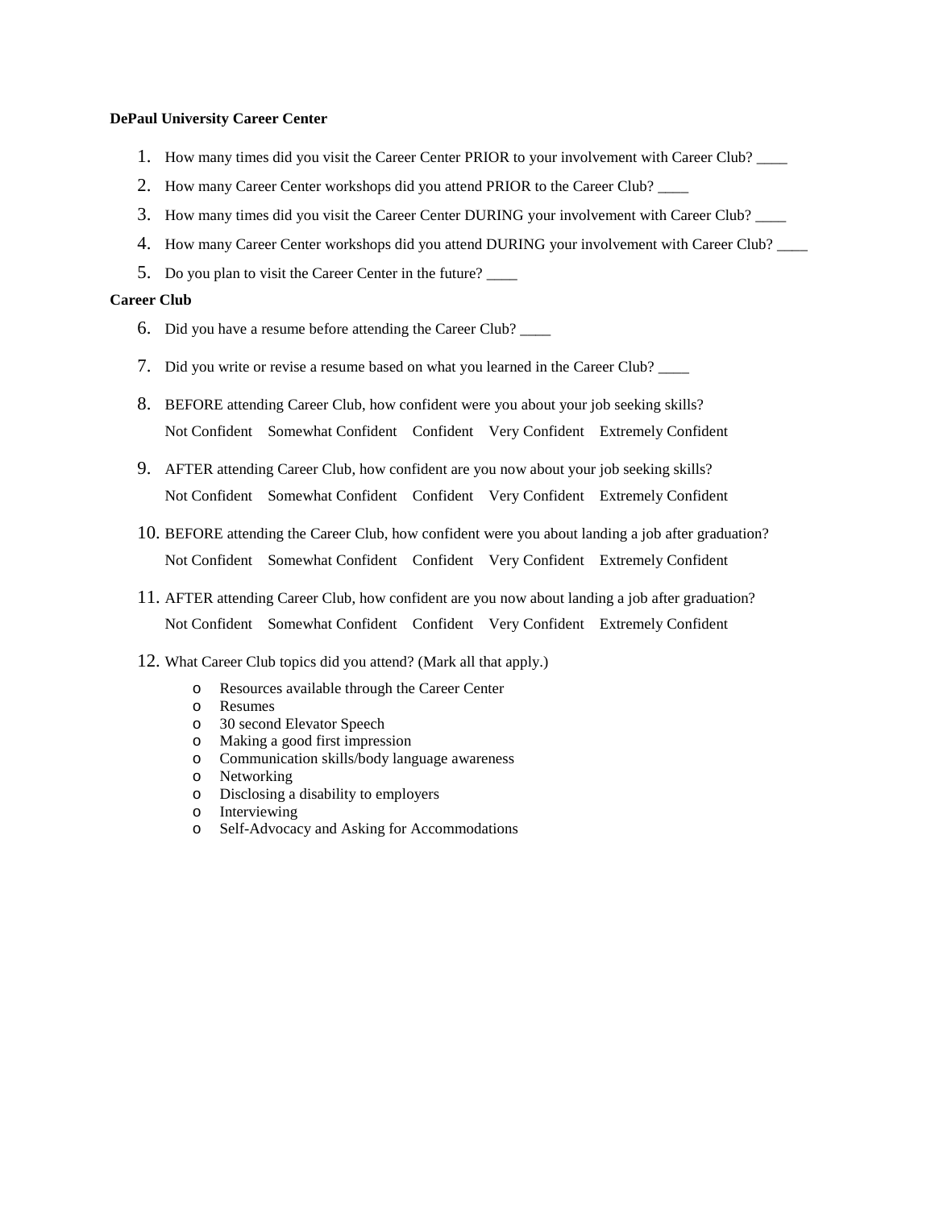**DePaul University Career Center**

1. How many times did you visit the Career Center PRIOR to your involvement with Career Club? ____
2. How many Career Center workshops did you attend PRIOR to the Career Club? ____
3. How many times did you visit the Career Center DURING your involvement with Career Club? ____
4. How many Career Center workshops did you attend DURING your involvement with Career Club? ____
5. Do you plan to visit the Career Center in the future? ____

**Career Club**

6. Did you have a resume before attending the Career Club? ____
7. Did you write or revise a resume based on what you learned in the Career Club? ____
8. BEFORE attending Career Club, how confident were you about your job seeking skills?
   Not Confident Somewhat Confident Confident Very Confident Extremely Confident
9. AFTER attending Career Club, how confident are you now about your job seeking skills?
   Not Confident Somewhat Confident Confident Very Confident Extremely Confident
10. BEFORE attending the Career Club, how confident were you about landing a job after graduation?
    Not Confident Somewhat Confident Confident Very Confident Extremely Confident
11. AFTER attending Career Club, how confident are you now about landing a job after graduation?
    Not Confident Somewhat Confident Confident Very Confident Extremely Confident
12. What Career Club topics did you attend? (Mark all that apply.)
    - Resources available through the Career Center
    - Resumes
    - 30 second Elevator Speech
    - Making a good first impression
    - Communication skills/body language awareness
    - Networking
    - Disclosing a disability to employers
    - Interviewing
    - Self-Advocacy and Asking for Accommodations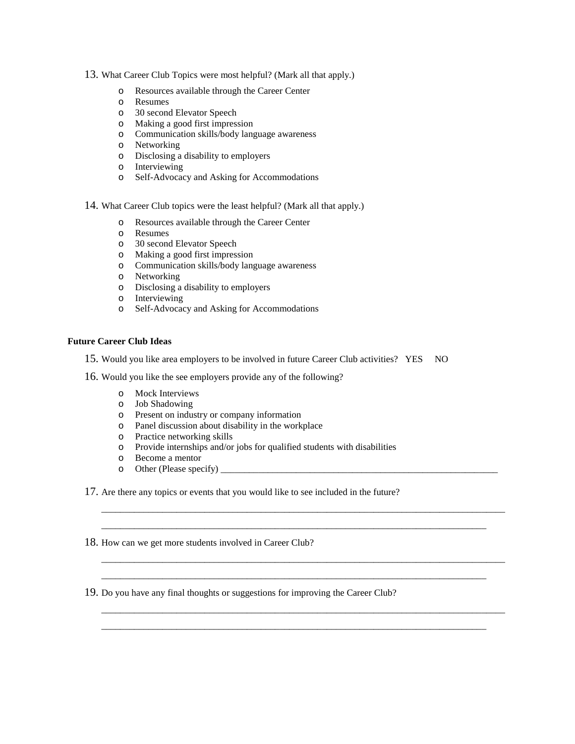13. What Career Club Topics were most helpful? (Mark all that apply.)

    - Resources available through the Career Center
    - Resumes
    - 30 second Elevator Speech
    - Making a good first impression
    - Communication skills/body language awareness
    - Networking
    - Disclosing a disability to employers
    - Interviewing
    - Self-Advocacy and Asking for Accommodations

14. What Career Club topics were the least helpful? (Mark all that apply.)

    - Resources available through the Career Center
    - Resumes
    - 30 second Elevator Speech
    - Making a good first impression
    - Communication skills/body language awareness
    - Networking
    - Disclosing a disability to employers
    - Interviewing
    - Self-Advocacy and Asking for Accommodations

**Future Career Club Ideas**

15. Would you like area employers to be involved in future Career Club activities? YES NO

16. Would you like the see employers provide any of the following?

    - Mock Interviews
    - Job Shadowing
    - Present on industry or company information
    - Panel discussion about disability in the workplace
    - Practice networking skills
    - Provide internships and/or jobs for qualified students with disabilities
    - Become a mentor
    - Other (Please specify) ____________________________________________________________

17. Are there any topics or events that you would like to see included in the future?

    ______________________________________________________________________________

    ______________________________________________________________________________

18. How can we get more students involved in Career Club?

    ______________________________________________________________________________

    ______________________________________________________________________________

19. Do you have any final thoughts or suggestions for improving the Career Club?

    ______________________________________________________________________________

    ______________________________________________________________________________